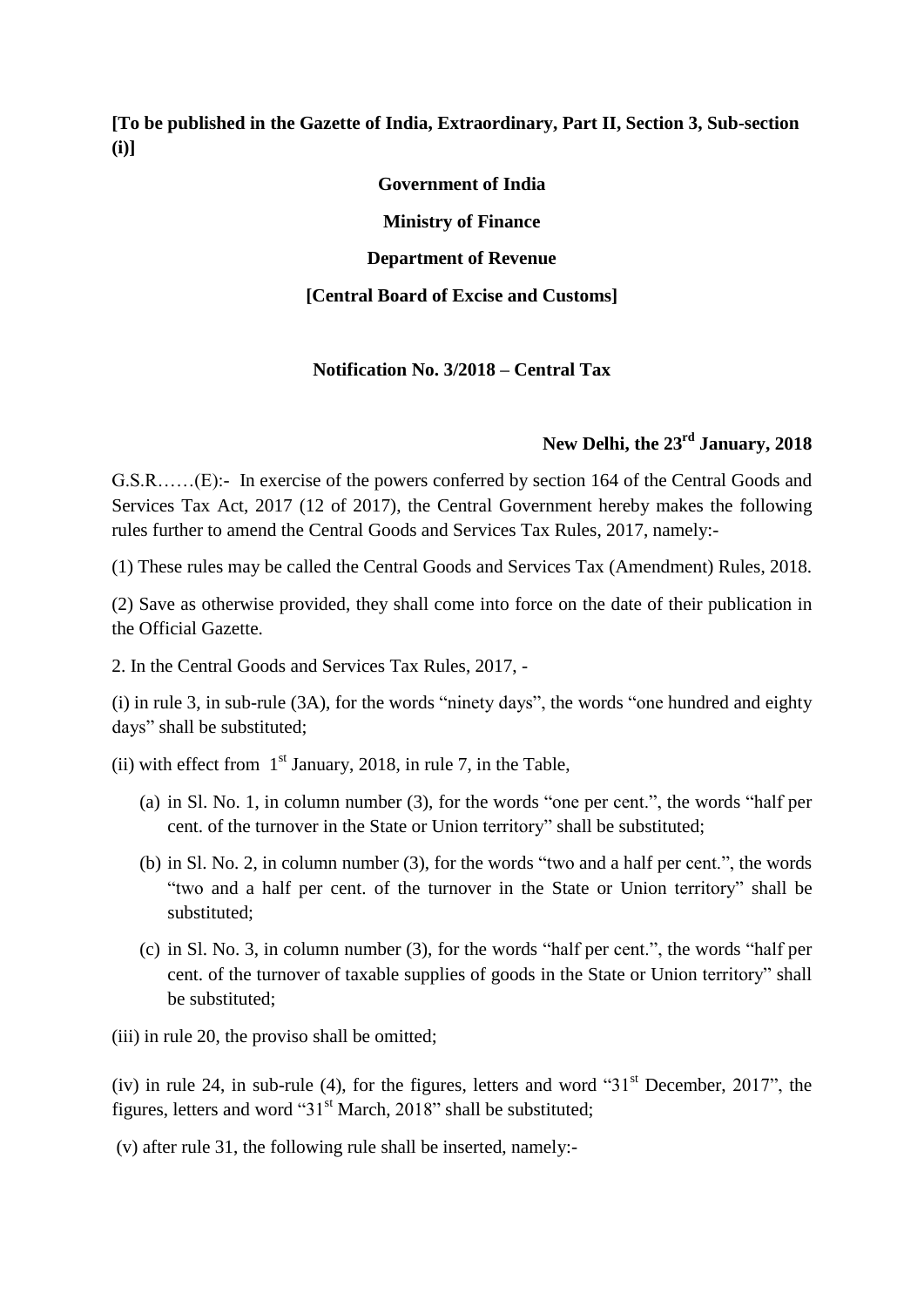**[To be published in the Gazette of India, Extraordinary, Part II, Section 3, Sub-section (i)]**

**Government of India**

**Ministry of Finance**

**Department of Revenue**

**[Central Board of Excise and Customs]**

**Notification No. 3/2018 – Central Tax**

**New Delhi, the 23rd January, 2018**

G.S.R……(E):- In exercise of the powers conferred by section 164 of the Central Goods and Services Tax Act, 2017 (12 of 2017), the Central Government hereby makes the following rules further to amend the Central Goods and Services Tax Rules, 2017, namely:-

(1) These rules may be called the Central Goods and Services Tax (Amendment) Rules, 2018.

(2) Save as otherwise provided, they shall come into force on the date of their publication in the Official Gazette.

2. In the Central Goods and Services Tax Rules, 2017, -

(i) in rule 3, in sub-rule (3A), for the words "ninety days", the words "one hundred and eighty days" shall be substituted;

(ii) with effect from 1st January, 2018, in rule 7, in the Table,

(a) in Sl. No. 1, in column number (3), for the words "one per cent.", the words "half per cent. of the turnover in the State or Union territory" shall be substituted;

(b) in Sl. No. 2, in column number (3), for the words "two and a half per cent.", the words "two and a half per cent. of the turnover in the State or Union territory" shall be substituted;

(c) in Sl. No. 3, in column number (3), for the words "half per cent.", the words "half per cent. of the turnover of taxable supplies of goods in the State or Union territory" shall be substituted;

(iii) in rule 20, the proviso shall be omitted;

(iv) in rule 24, in sub-rule (4), for the figures, letters and word "31st December, 2017", the figures, letters and word "31st March, 2018" shall be substituted;

(v) after rule 31, the following rule shall be inserted, namely:-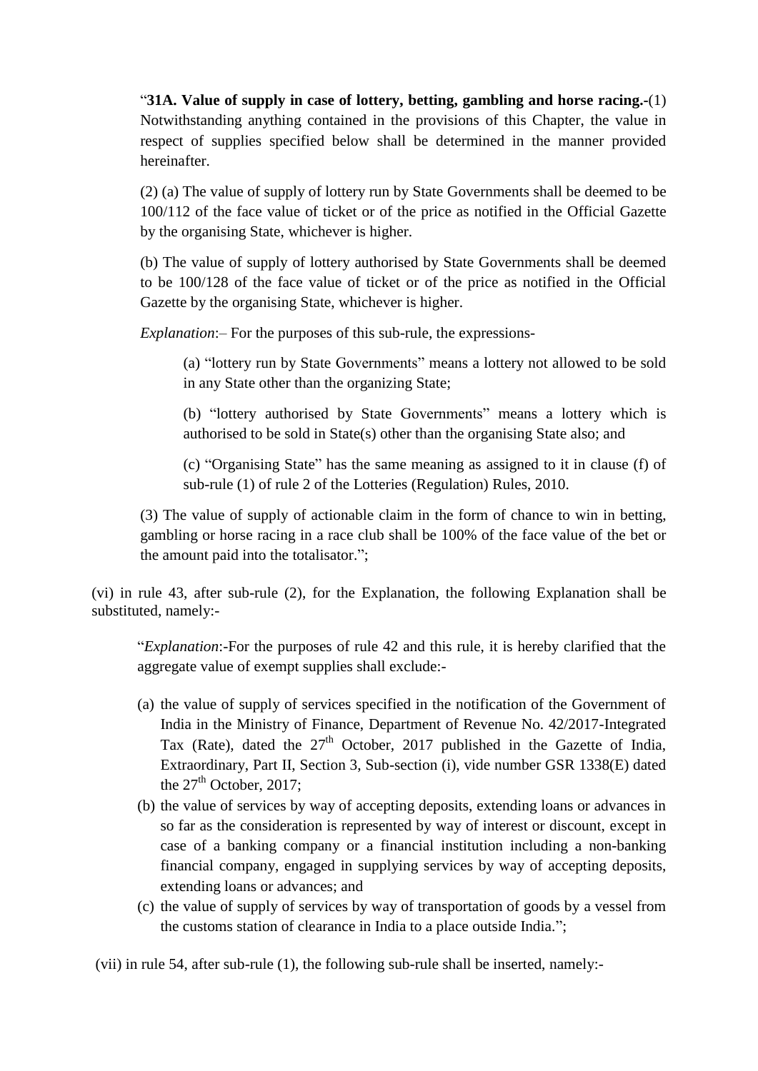“**31A. Value of supply in case of lottery, betting, gambling and horse racing.-**(1) Notwithstanding anything contained in the provisions of this Chapter, the value in respect of supplies specified below shall be determined in the manner provided hereinafter.

(2) (a) The value of supply of lottery run by State Governments shall be deemed to be 100/112 of the face value of ticket or of the price as notified in the Official Gazette by the organising State, whichever is higher.

(b) The value of supply of lottery authorised by State Governments shall be deemed to be 100/128 of the face value of ticket or of the price as notified in the Official Gazette by the organising State, whichever is higher.

*Explanation*:– For the purposes of this sub-rule, the expressions-

> (a) “lottery run by State Governments” means a lottery not allowed to be sold in any State other than the organizing State;
>
> (b) “lottery authorised by State Governments” means a lottery which is authorised to be sold in State(s) other than the organising State also; and
>
> (c) “Organising State” has the same meaning as assigned to it in clause (f) of sub-rule (1) of rule 2 of the Lotteries (Regulation) Rules, 2010.

(3) The value of supply of actionable claim in the form of chance to win in betting, gambling or horse racing in a race club shall be 100% of the face value of the bet or the amount paid into the totalisator.”;

(vi) in rule 43, after sub-rule (2), for the Explanation, the following Explanation shall be substituted, namely:-

> “*Explanation*:-For the purposes of rule 42 and this rule, it is hereby clarified that the aggregate value of exempt supplies shall exclude:-
>
> (a) the value of supply of services specified in the notification of the Government of India in the Ministry of Finance, Department of Revenue No. 42/2017-Integrated Tax (Rate), dated the 27th October, 2017 published in the Gazette of India, Extraordinary, Part II, Section 3, Sub-section (i), vide number GSR 1338(E) dated the 27th October, 2017;
> (b) the value of services by way of accepting deposits, extending loans or advances in so far as the consideration is represented by way of interest or discount, except in case of a banking company or a financial institution including a non-banking financial company, engaged in supplying services by way of accepting deposits, extending loans or advances; and
> (c) the value of supply of services by way of transportation of goods by a vessel from the customs station of clearance in India to a place outside India.”;

(vii) in rule 54, after sub-rule (1), the following sub-rule shall be inserted, namely:-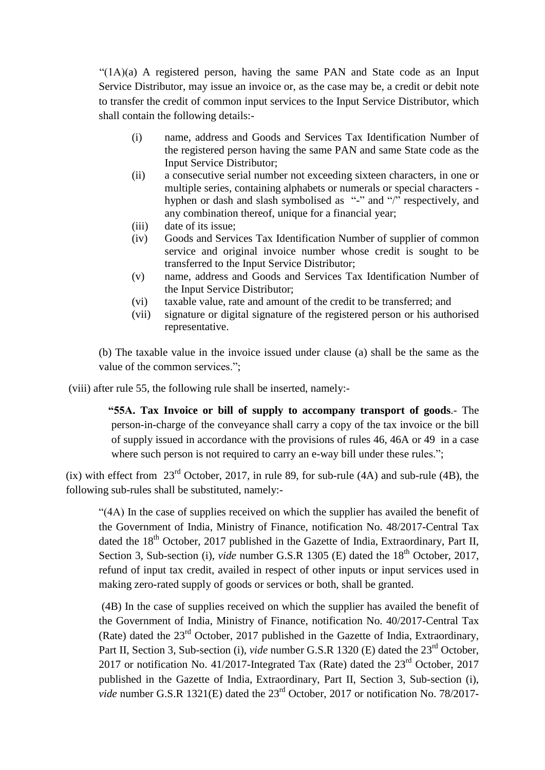"(1A)(a) A registered person, having the same PAN and State code as an Input Service Distributor, may issue an invoice or, as the case may be, a credit or debit note to transfer the credit of common input services to the Input Service Distributor, which shall contain the following details:-

(i) name, address and Goods and Services Tax Identification Number of the registered person having the same PAN and same State code as the Input Service Distributor;

(ii) a consecutive serial number not exceeding sixteen characters, in one or multiple series, containing alphabets or numerals or special characters - hyphen or dash and slash symbolised as "-" and "/" respectively, and any combination thereof, unique for a financial year;

(iii) date of its issue;

(iv) Goods and Services Tax Identification Number of supplier of common service and original invoice number whose credit is sought to be transferred to the Input Service Distributor;

(v) name, address and Goods and Services Tax Identification Number of the Input Service Distributor;

(vi) taxable value, rate and amount of the credit to be transferred; and

(vii) signature or digital signature of the registered person or his authorised representative.

(b) The taxable value in the invoice issued under clause (a) shall be the same as the value of the common services.";

(viii) after rule 55, the following rule shall be inserted, namely:-

**"55A. Tax Invoice or bill of supply to accompany transport of goods**.- The person-in-charge of the conveyance shall carry a copy of the tax invoice or the bill of supply issued in accordance with the provisions of rules 46, 46A or 49 in a case where such person is not required to carry an e-way bill under these rules.";

(ix) with effect from 23rd October, 2017, in rule 89, for sub-rule (4A) and sub-rule (4B), the following sub-rules shall be substituted, namely:-

"(4A) In the case of supplies received on which the supplier has availed the benefit of the Government of India, Ministry of Finance, notification No. 48/2017-Central Tax dated the 18th October, 2017 published in the Gazette of India, Extraordinary, Part II, Section 3, Sub-section (i), *vide* number G.S.R 1305 (E) dated the 18th October, 2017, refund of input tax credit, availed in respect of other inputs or input services used in making zero-rated supply of goods or services or both, shall be granted.

(4B) In the case of supplies received on which the supplier has availed the benefit of the Government of India, Ministry of Finance, notification No. 40/2017-Central Tax (Rate) dated the 23rd October, 2017 published in the Gazette of India, Extraordinary, Part II, Section 3, Sub-section (i), *vide* number G.S.R 1320 (E) dated the 23rd October, 2017 or notification No. 41/2017-Integrated Tax (Rate) dated the 23rd October, 2017 published in the Gazette of India, Extraordinary, Part II, Section 3, Sub-section (i), *vide* number G.S.R 1321(E) dated the 23rd October, 2017 or notification No. 78/2017-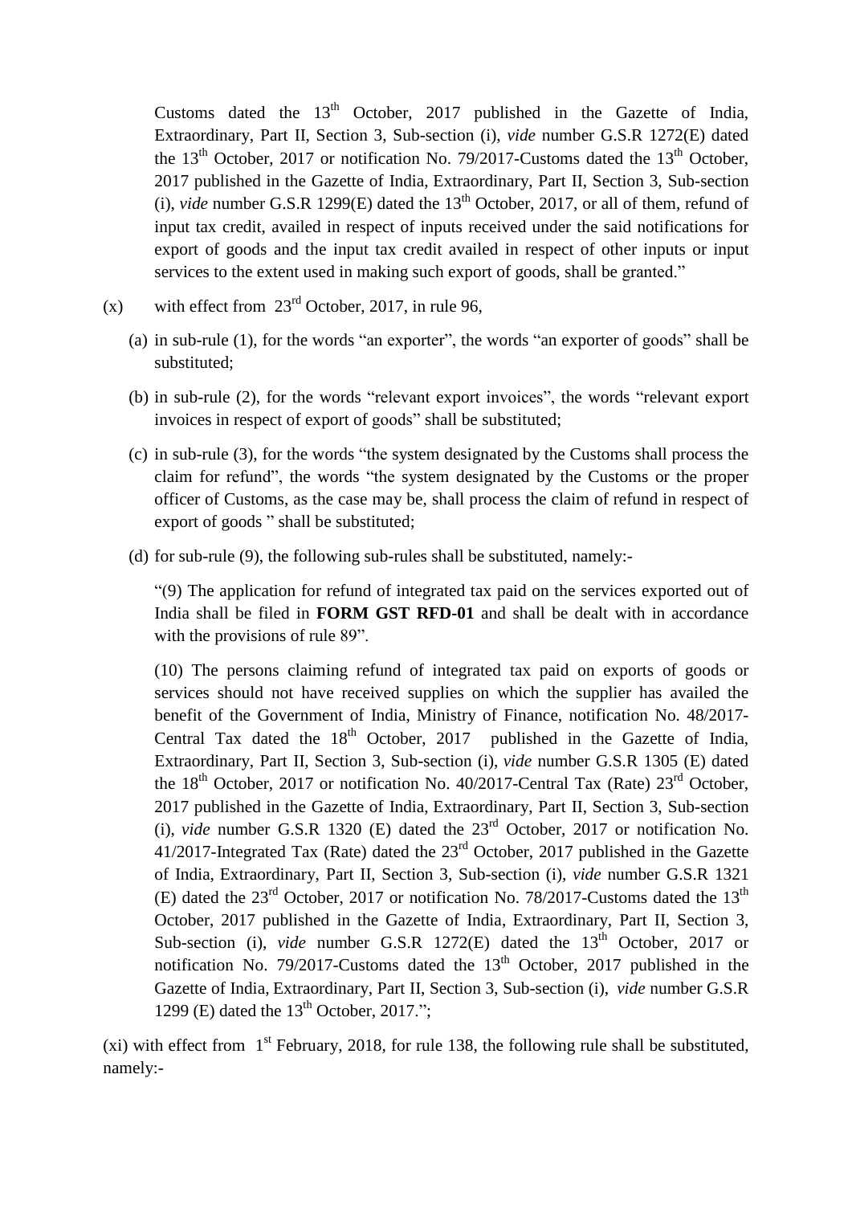Customs dated the 13th October, 2017 published in the Gazette of India, Extraordinary, Part II, Section 3, Sub-section (i), *vide* number G.S.R 1272(E) dated the 13th October, 2017 or notification No. 79/2017-Customs dated the 13th October, 2017 published in the Gazette of India, Extraordinary, Part II, Section 3, Sub-section (i), *vide* number G.S.R 1299(E) dated the 13th October, 2017, or all of them, refund of input tax credit, availed in respect of inputs received under the said notifications for export of goods and the input tax credit availed in respect of other inputs or input services to the extent used in making such export of goods, shall be granted."

(x) with effect from 23rd October, 2017, in rule 96,

(a) in sub-rule (1), for the words "an exporter", the words "an exporter of goods" shall be substituted;

(b) in sub-rule (2), for the words "relevant export invoices", the words "relevant export invoices in respect of export of goods" shall be substituted;

(c) in sub-rule (3), for the words "the system designated by the Customs shall process the claim for refund", the words "the system designated by the Customs or the proper officer of Customs, as the case may be, shall process the claim of refund in respect of export of goods " shall be substituted;

(d) for sub-rule (9), the following sub-rules shall be substituted, namely:-

"(9) The application for refund of integrated tax paid on the services exported out of India shall be filed in **FORM GST RFD-01** and shall be dealt with in accordance with the provisions of rule 89".

(10) The persons claiming refund of integrated tax paid on exports of goods or services should not have received supplies on which the supplier has availed the benefit of the Government of India, Ministry of Finance, notification No. 48/2017-Central Tax dated the 18th October, 2017 published in the Gazette of India, Extraordinary, Part II, Section 3, Sub-section (i), *vide* number G.S.R 1305 (E) dated the 18th October, 2017 or notification No. 40/2017-Central Tax (Rate) 23rd October, 2017 published in the Gazette of India, Extraordinary, Part II, Section 3, Sub-section (i), *vide* number G.S.R 1320 (E) dated the 23rd October, 2017 or notification No. 41/2017-Integrated Tax (Rate) dated the 23rd October, 2017 published in the Gazette of India, Extraordinary, Part II, Section 3, Sub-section (i), *vide* number G.S.R 1321 (E) dated the 23rd October, 2017 or notification No. 78/2017-Customs dated the 13th October, 2017 published in the Gazette of India, Extraordinary, Part II, Section 3, Sub-section (i), *vide* number G.S.R 1272(E) dated the 13th October, 2017 or notification No. 79/2017-Customs dated the 13th October, 2017 published in the Gazette of India, Extraordinary, Part II, Section 3, Sub-section (i), *vide* number G.S.R 1299 (E) dated the 13th October, 2017.";

(xi) with effect from 1st February, 2018, for rule 138, the following rule shall be substituted, namely:-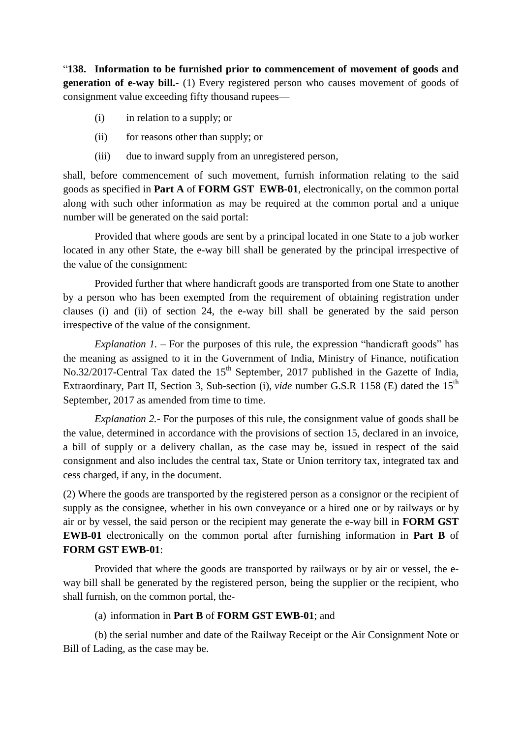"**138. Information to be furnished prior to commencement of movement of goods and generation of e-way bill.-** (1) Every registered person who causes movement of goods of consignment value exceeding fifty thousand rupees—

(i) in relation to a supply; or

(ii) for reasons other than supply; or

(iii) due to inward supply from an unregistered person,

shall, before commencement of such movement, furnish information relating to the said goods as specified in **Part A** of **FORM GST EWB-01**, electronically, on the common portal along with such other information as may be required at the common portal and a unique number will be generated on the said portal:

Provided that where goods are sent by a principal located in one State to a job worker located in any other State, the e-way bill shall be generated by the principal irrespective of the value of the consignment:

Provided further that where handicraft goods are transported from one State to another by a person who has been exempted from the requirement of obtaining registration under clauses (i) and (ii) of section 24, the e-way bill shall be generated by the said person irrespective of the value of the consignment.

*Explanation 1.* – For the purposes of this rule, the expression "handicraft goods" has the meaning as assigned to it in the Government of India, Ministry of Finance, notification No.32/2017-Central Tax dated the 15th September, 2017 published in the Gazette of India, Extraordinary, Part II, Section 3, Sub-section (i), *vide* number G.S.R 1158 (E) dated the 15th September, 2017 as amended from time to time.

*Explanation 2.*- For the purposes of this rule, the consignment value of goods shall be the value, determined in accordance with the provisions of section 15, declared in an invoice, a bill of supply or a delivery challan, as the case may be, issued in respect of the said consignment and also includes the central tax, State or Union territory tax, integrated tax and cess charged, if any, in the document.

(2) Where the goods are transported by the registered person as a consignor or the recipient of supply as the consignee, whether in his own conveyance or a hired one or by railways or by air or by vessel, the said person or the recipient may generate the e-way bill in **FORM GST EWB-01** electronically on the common portal after furnishing information in **Part B** of **FORM GST EWB-01**:

Provided that where the goods are transported by railways or by air or vessel, the e-way bill shall be generated by the registered person, being the supplier or the recipient, who shall furnish, on the common portal, the-

(a) information in **Part B** of **FORM GST EWB-01**; and

(b) the serial number and date of the Railway Receipt or the Air Consignment Note or Bill of Lading, as the case may be.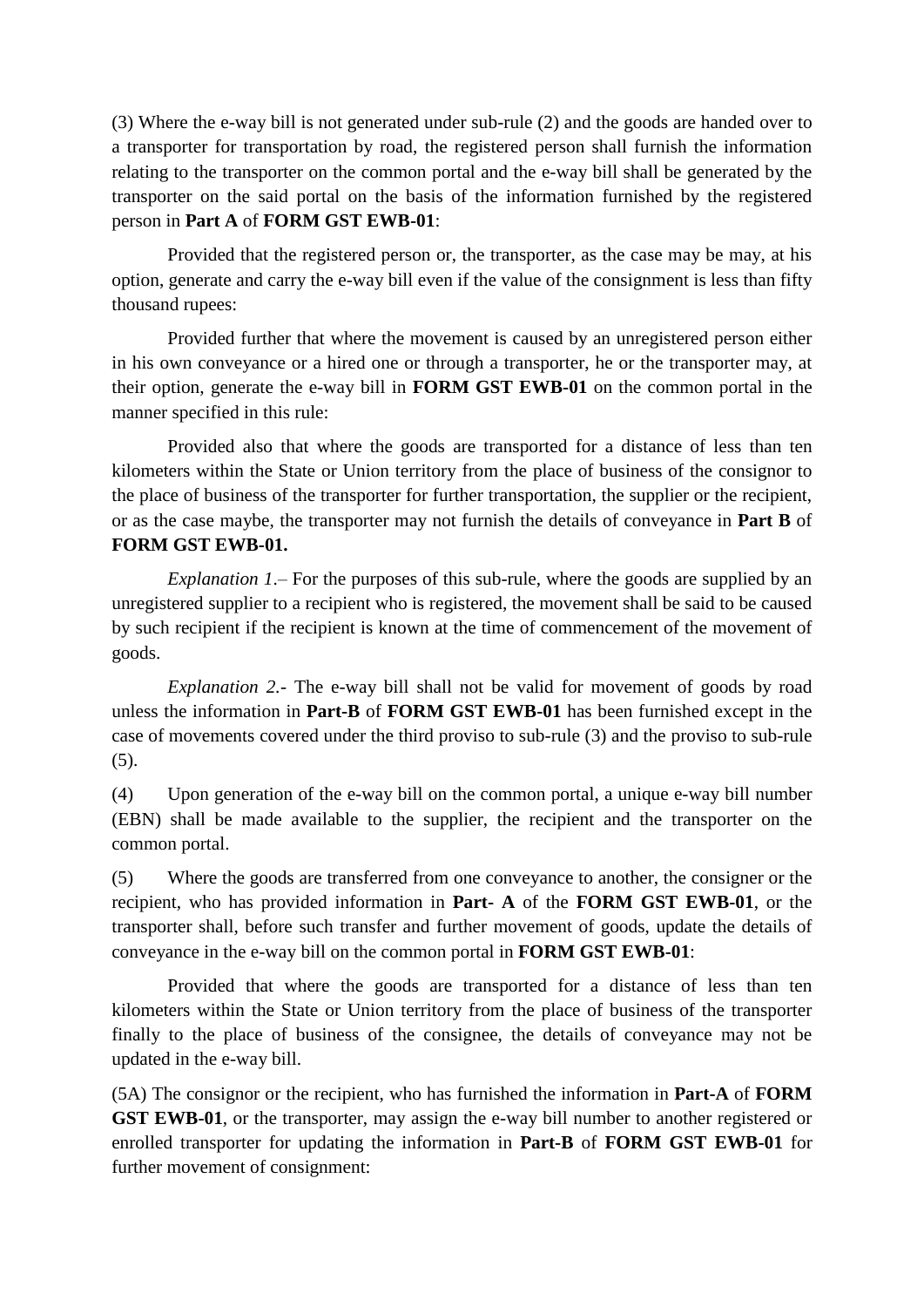(3) Where the e-way bill is not generated under sub-rule (2) and the goods are handed over to a transporter for transportation by road, the registered person shall furnish the information relating to the transporter on the common portal and the e-way bill shall be generated by the transporter on the said portal on the basis of the information furnished by the registered person in **Part A** of **FORM GST EWB-01**:

Provided that the registered person or, the transporter, as the case may be may, at his option, generate and carry the e-way bill even if the value of the consignment is less than fifty thousand rupees:

Provided further that where the movement is caused by an unregistered person either in his own conveyance or a hired one or through a transporter, he or the transporter may, at their option, generate the e-way bill in **FORM GST EWB-01** on the common portal in the manner specified in this rule:

Provided also that where the goods are transported for a distance of less than ten kilometers within the State or Union territory from the place of business of the consignor to the place of business of the transporter for further transportation, the supplier or the recipient, or as the case maybe, the transporter may not furnish the details of conveyance in **Part B** of **FORM GST EWB-01.**

*Explanation 1*.– For the purposes of this sub-rule, where the goods are supplied by an unregistered supplier to a recipient who is registered, the movement shall be said to be caused by such recipient if the recipient is known at the time of commencement of the movement of goods.

*Explanation 2*.- The e-way bill shall not be valid for movement of goods by road unless the information in **Part-B** of **FORM GST EWB-01** has been furnished except in the case of movements covered under the third proviso to sub-rule (3) and the proviso to sub-rule (5).

(4) Upon generation of the e-way bill on the common portal, a unique e-way bill number (EBN) shall be made available to the supplier, the recipient and the transporter on the common portal.

(5) Where the goods are transferred from one conveyance to another, the consigner or the recipient, who has provided information in **Part- A** of the **FORM GST EWB-01**, or the transporter shall, before such transfer and further movement of goods, update the details of conveyance in the e-way bill on the common portal in **FORM GST EWB-01**:

Provided that where the goods are transported for a distance of less than ten kilometers within the State or Union territory from the place of business of the transporter finally to the place of business of the consignee, the details of conveyance may not be updated in the e-way bill.

(5A) The consignor or the recipient, who has furnished the information in **Part-A** of **FORM GST EWB-01**, or the transporter, may assign the e-way bill number to another registered or enrolled transporter for updating the information in **Part-B** of **FORM GST EWB-01** for further movement of consignment: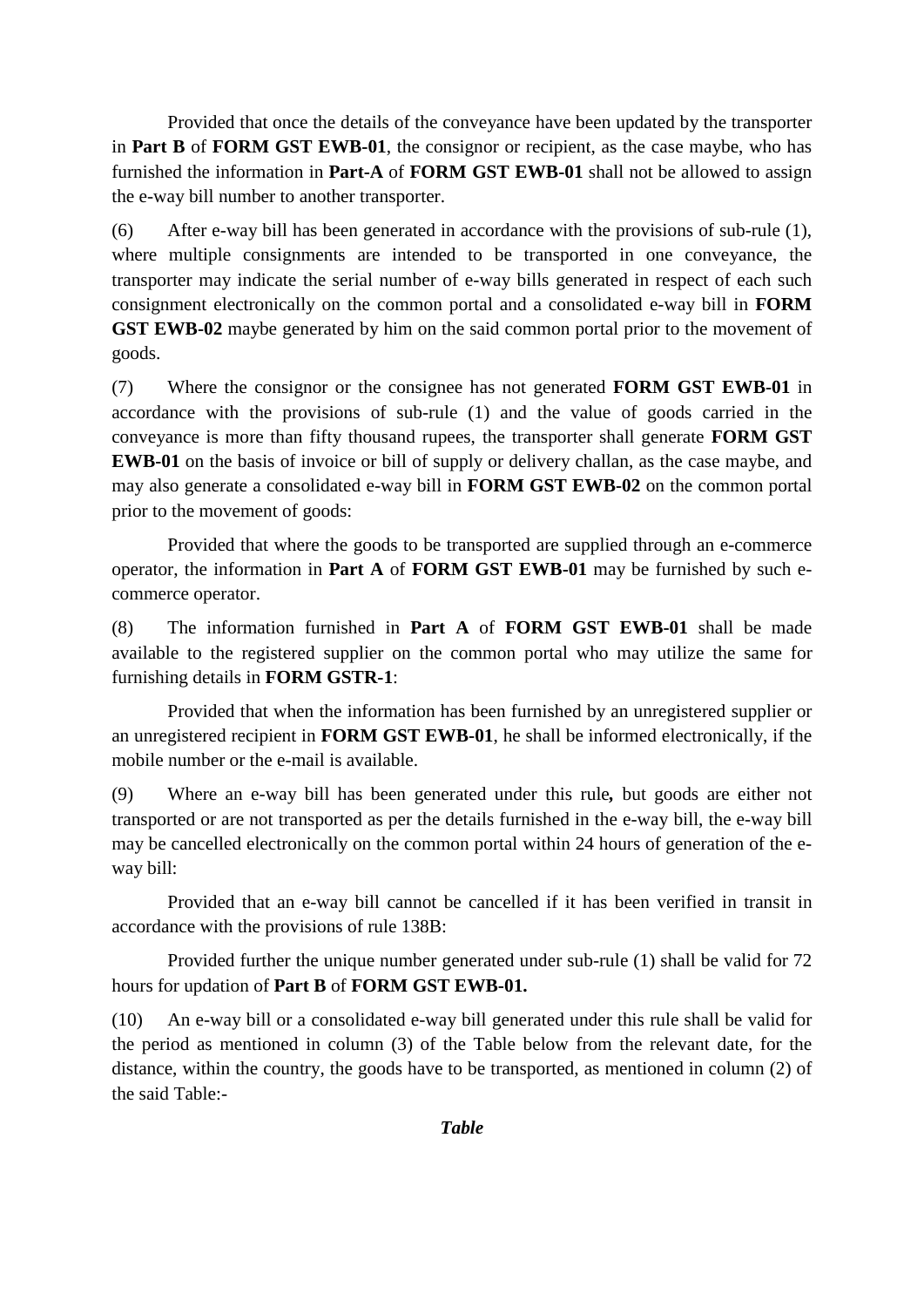Provided that once the details of the conveyance have been updated by the transporter in **Part B** of **FORM GST EWB-01**, the consignor or recipient, as the case maybe, who has furnished the information in **Part-A** of **FORM GST EWB-01** shall not be allowed to assign the e-way bill number to another transporter.

(6) After e-way bill has been generated in accordance with the provisions of sub-rule (1), where multiple consignments are intended to be transported in one conveyance, the transporter may indicate the serial number of e-way bills generated in respect of each such consignment electronically on the common portal and a consolidated e-way bill in **FORM GST EWB-02** maybe generated by him on the said common portal prior to the movement of goods.

(7) Where the consignor or the consignee has not generated **FORM GST EWB-01** in accordance with the provisions of sub-rule (1) and the value of goods carried in the conveyance is more than fifty thousand rupees, the transporter shall generate **FORM GST EWB-01** on the basis of invoice or bill of supply or delivery challan, as the case maybe, and may also generate a consolidated e-way bill in **FORM GST EWB-02** on the common portal prior to the movement of goods:

Provided that where the goods to be transported are supplied through an e-commerce operator, the information in **Part A** of **FORM GST EWB-01** may be furnished by such e-commerce operator.

(8) The information furnished in **Part A** of **FORM GST EWB-01** shall be made available to the registered supplier on the common portal who may utilize the same for furnishing details in **FORM GSTR-1**:

Provided that when the information has been furnished by an unregistered supplier or an unregistered recipient in **FORM GST EWB-01**, he shall be informed electronically, if the mobile number or the e-mail is available.

(9) Where an e-way bill has been generated under this rule**,** but goods are either not transported or are not transported as per the details furnished in the e-way bill, the e-way bill may be cancelled electronically on the common portal within 24 hours of generation of the e-way bill:

Provided that an e-way bill cannot be cancelled if it has been verified in transit in accordance with the provisions of rule 138B:

Provided further the unique number generated under sub-rule (1) shall be valid for 72 hours for updation of **Part B** of **FORM GST EWB-01.**

(10) An e-way bill or a consolidated e-way bill generated under this rule shall be valid for the period as mentioned in column (3) of the Table below from the relevant date, for the distance, within the country, the goods have to be transported, as mentioned in column (2) of the said Table:-

***Table***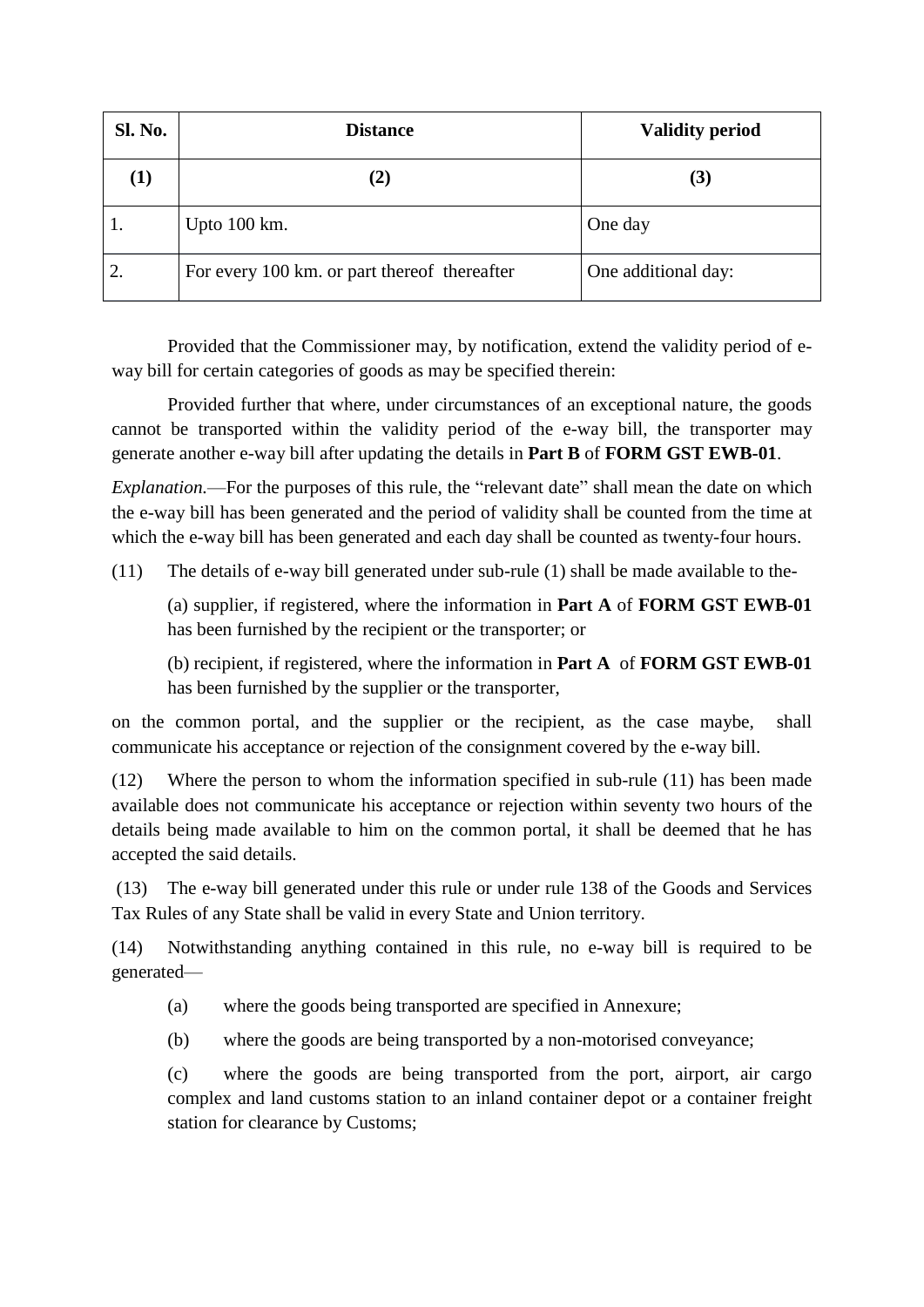| Sl. No. | Distance | Validity period |
|---|---|---|
| (1) | (2) | (3) |
| 1. | Upto 100 km. | One day |
| 2. | For every 100 km. or part thereof thereafter | One additional day: |

Provided that the Commissioner may, by notification, extend the validity period of e-way bill for certain categories of goods as may be specified therein:

Provided further that where, under circumstances of an exceptional nature, the goods cannot be transported within the validity period of the e-way bill, the transporter may generate another e-way bill after updating the details in **Part B** of **FORM GST EWB-01**.

*Explanation.*—For the purposes of this rule, the "relevant date" shall mean the date on which the e-way bill has been generated and the period of validity shall be counted from the time at which the e-way bill has been generated and each day shall be counted as twenty-four hours.

(11) The details of e-way bill generated under sub-rule (1) shall be made available to the-

(a) supplier, if registered, where the information in **Part A** of **FORM GST EWB-01** has been furnished by the recipient or the transporter; or

(b) recipient, if registered, where the information in **Part A** of **FORM GST EWB-01** has been furnished by the supplier or the transporter,

on the common portal, and the supplier or the recipient, as the case maybe, shall communicate his acceptance or rejection of the consignment covered by the e-way bill.

(12) Where the person to whom the information specified in sub-rule (11) has been made available does not communicate his acceptance or rejection within seventy two hours of the details being made available to him on the common portal, it shall be deemed that he has accepted the said details.

(13) The e-way bill generated under this rule or under rule 138 of the Goods and Services Tax Rules of any State shall be valid in every State and Union territory.

(14) Notwithstanding anything contained in this rule, no e-way bill is required to be generated—

(a) where the goods being transported are specified in Annexure;

(b) where the goods are being transported by a non-motorised conveyance;

(c) where the goods are being transported from the port, airport, air cargo complex and land customs station to an inland container depot or a container freight station for clearance by Customs;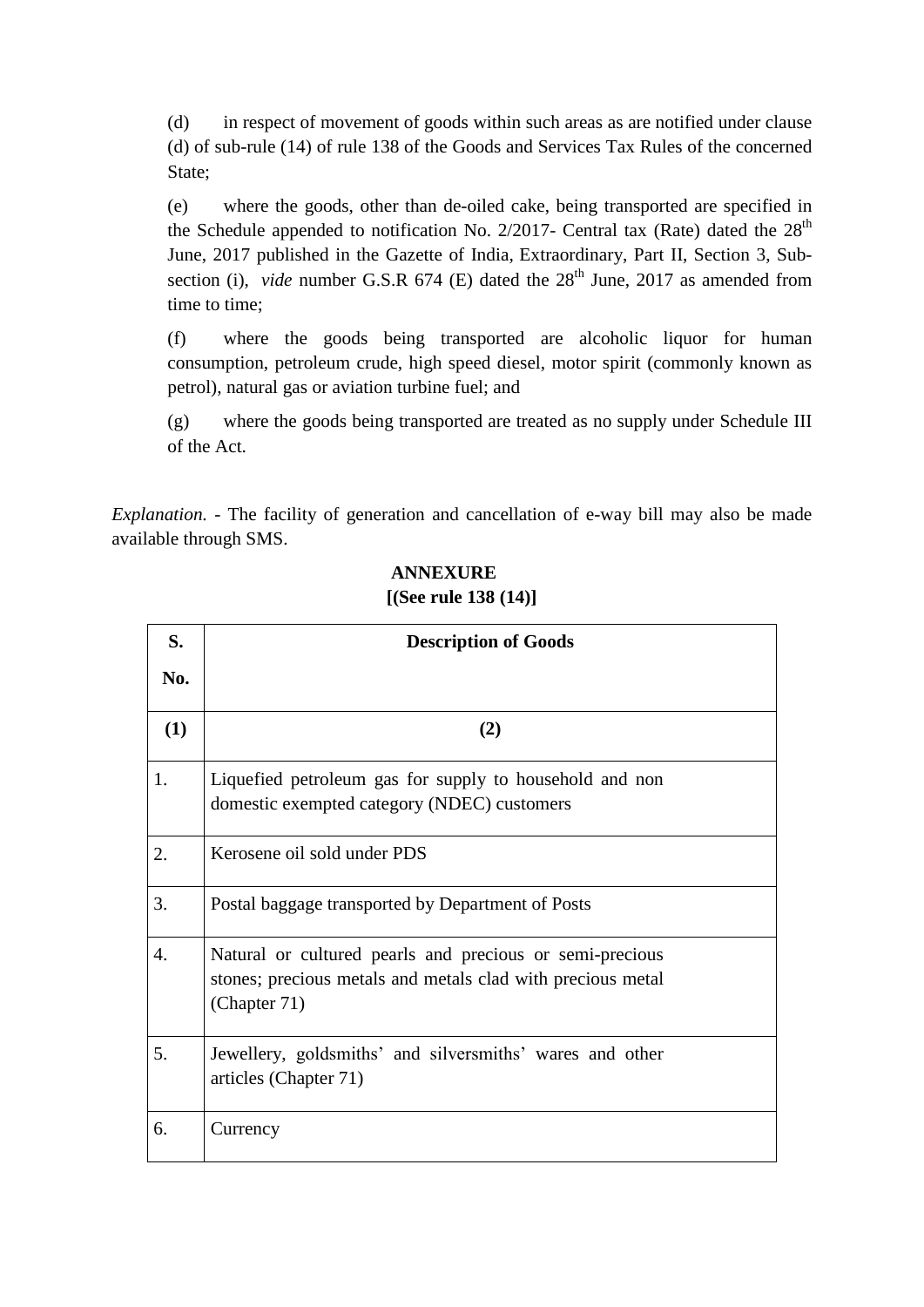(d) in respect of movement of goods within such areas as are notified under clause (d) of sub-rule (14) of rule 138 of the Goods and Services Tax Rules of the concerned State;

(e) where the goods, other than de-oiled cake, being transported are specified in the Schedule appended to notification No. 2/2017- Central tax (Rate) dated the 28th June, 2017 published in the Gazette of India, Extraordinary, Part II, Section 3, Sub-section (i), *vide* number G.S.R 674 (E) dated the 28th June, 2017 as amended from time to time;

(f) where the goods being transported are alcoholic liquor for human consumption, petroleum crude, high speed diesel, motor spirit (commonly known as petrol), natural gas or aviation turbine fuel; and

(g) where the goods being transported are treated as no supply under Schedule III of the Act.

*Explanation.* - The facility of generation and cancellation of e-way bill may also be made available through SMS.

**ANNEXURE**
**[(See rule 138 (14)]**

| S. No. | Description of Goods |
|---|---|
| (1) | (2) |
| 1. | Liquefied petroleum gas for supply to household and non domestic exempted category (NDEC) customers |
| 2. | Kerosene oil sold under PDS |
| 3. | Postal baggage transported by Department of Posts |
| 4. | Natural or cultured pearls and precious or semi-precious stones; precious metals and metals clad with precious metal (Chapter 71) |
| 5. | Jewellery, goldsmiths' and silversmiths' wares and other articles (Chapter 71) |
| 6. | Currency |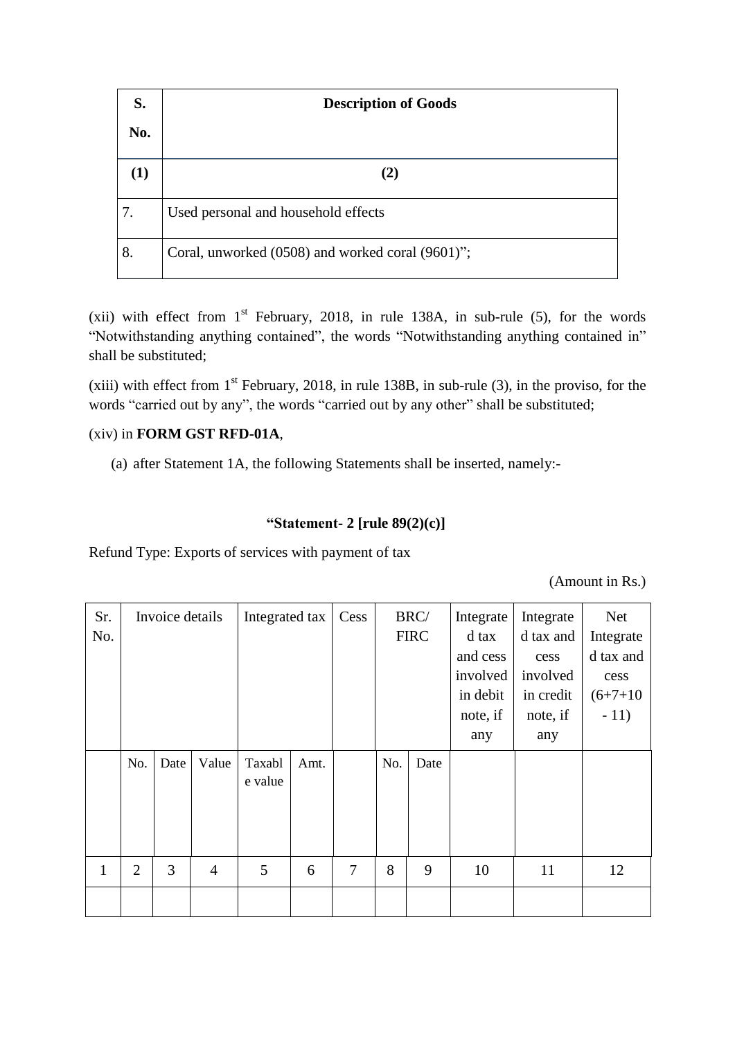| S. No. | Description of Goods |
|---|---|
| (1) | (2) |
| 7. | Used personal and household effects |
| 8. | Coral, unworked (0508) and worked coral (9601)”; |

(xii) with effect from 1st February, 2018, in rule 138A, in sub-rule (5), for the words “Notwithstanding anything contained”, the words “Notwithstanding anything contained in” shall be substituted;

(xiii) with effect from 1st February, 2018, in rule 138B, in sub-rule (3), in the proviso, for the words “carried out by any”, the words “carried out by any other” shall be substituted;

(xiv) in **FORM GST RFD-01A**,

(a) after Statement 1A, the following Statements shall be inserted, namely:-

**“Statement- 2 [rule 89(2)(c)]**

Refund Type: Exports of services with payment of tax

(Amount in Rs.)

| Sr. No. | Invoice details | | | Integrated tax | | Cess | BRC/ FIRC | | Integrated tax and cess involved in debit note, if any | Integrated tax and cess involved in credit note, if any | Net Integrated tax and cess (6+7+10 - 11) |
|---|---|---|---|---|---|---|---|---|---|---|---|
| | No. | Date | Value | Taxable value | Amt. | | No. | Date | | | |
| 1 | 2 | 3 | 4 | 5 | 6 | 7 | 8 | 9 | 10 | 11 | 12 |
| | | | | | | | | | | | |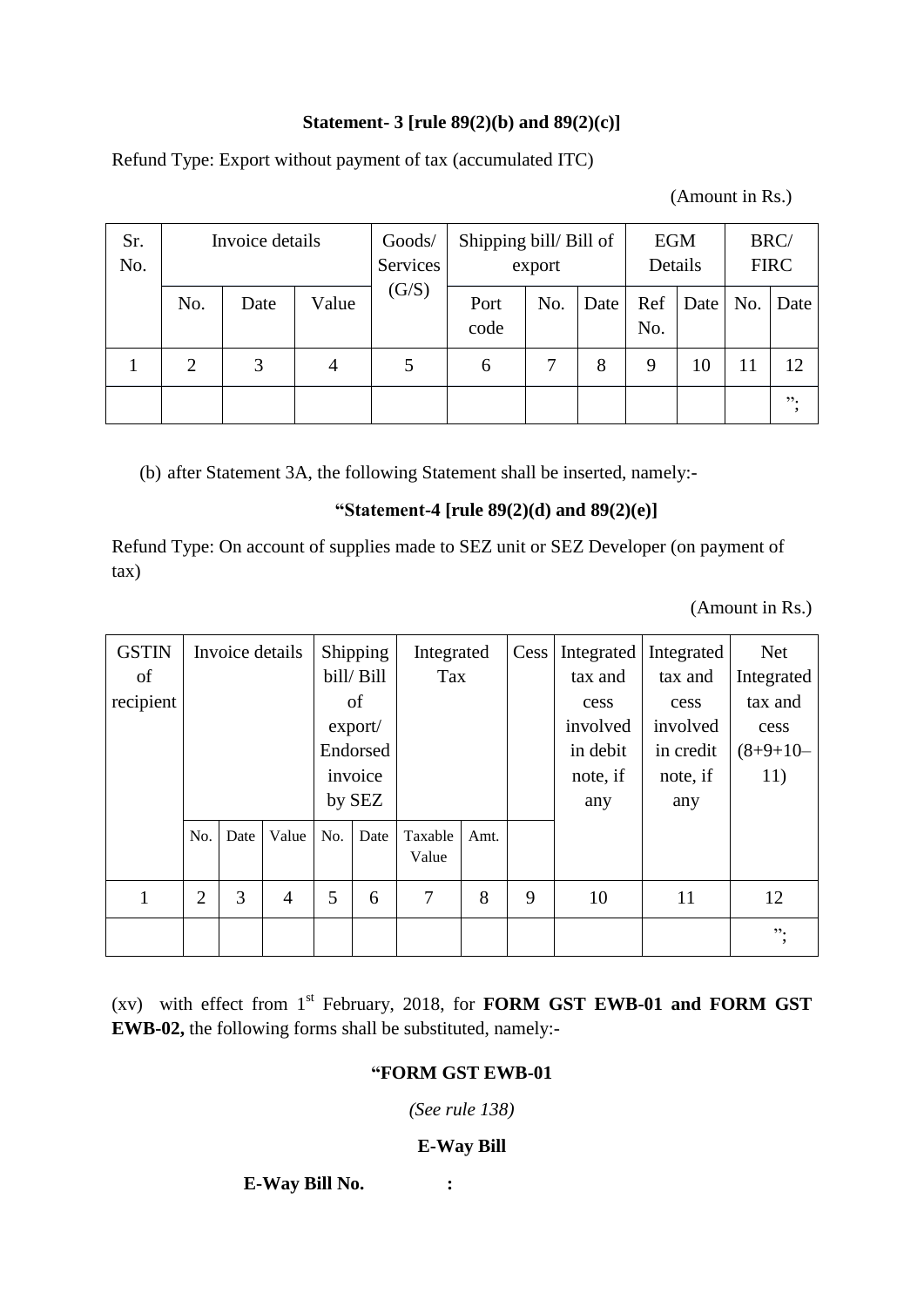**Statement- 3 [rule 89(2)(b) and 89(2)(c)]**

Refund Type: Export without payment of tax (accumulated ITC)

(Amount in Rs.)

| Sr. No. | Invoice details | | | Goods/ Services (G/S) | Shipping bill/ Bill of export | | | EGM Details | | BRC/ FIRC | |
|---|---|---|---|---|---|---|---|---|---|---|---|
| | No. | Date | Value | | Port code | No. | Date | Ref No. | Date | No. | Date |
| 1 | 2 | 3 | 4 | 5 | 6 | 7 | 8 | 9 | 10 | 11 | 12 |
| | | | | | | | | | | | "; |

(b) after Statement 3A, the following Statement shall be inserted, namely:-

**"Statement-4 [rule 89(2)(d) and 89(2)(e)]**

Refund Type: On account of supplies made to SEZ unit or SEZ Developer (on payment of tax)

(Amount in Rs.)

| GSTIN of recipient | Invoice details | | | Shipping bill/ Bill of export/ Endorsed invoice by SEZ | | Integrated Tax | | Cess | Integrated tax and cess involved in debit note, if any | Integrated tax and cess involved in credit note, if any | Net Integrated tax and cess (8+9+10–11) |
|---|---|---|---|---|---|---|---|---|---|---|---|
| | No. | Date | Value | No. | Date | Taxable Value | Amt. | | | | |
| 1 | 2 | 3 | 4 | 5 | 6 | 7 | 8 | 9 | 10 | 11 | 12 |
| | | | | | | | | | | | "; |

(xv) with effect from 1st February, 2018, for **FORM GST EWB-01 and FORM GST EWB-02,** the following forms shall be substituted, namely:-

**"FORM GST EWB-01**

*(See rule 138)*

**E-Way Bill**

**E-Way Bill No. :**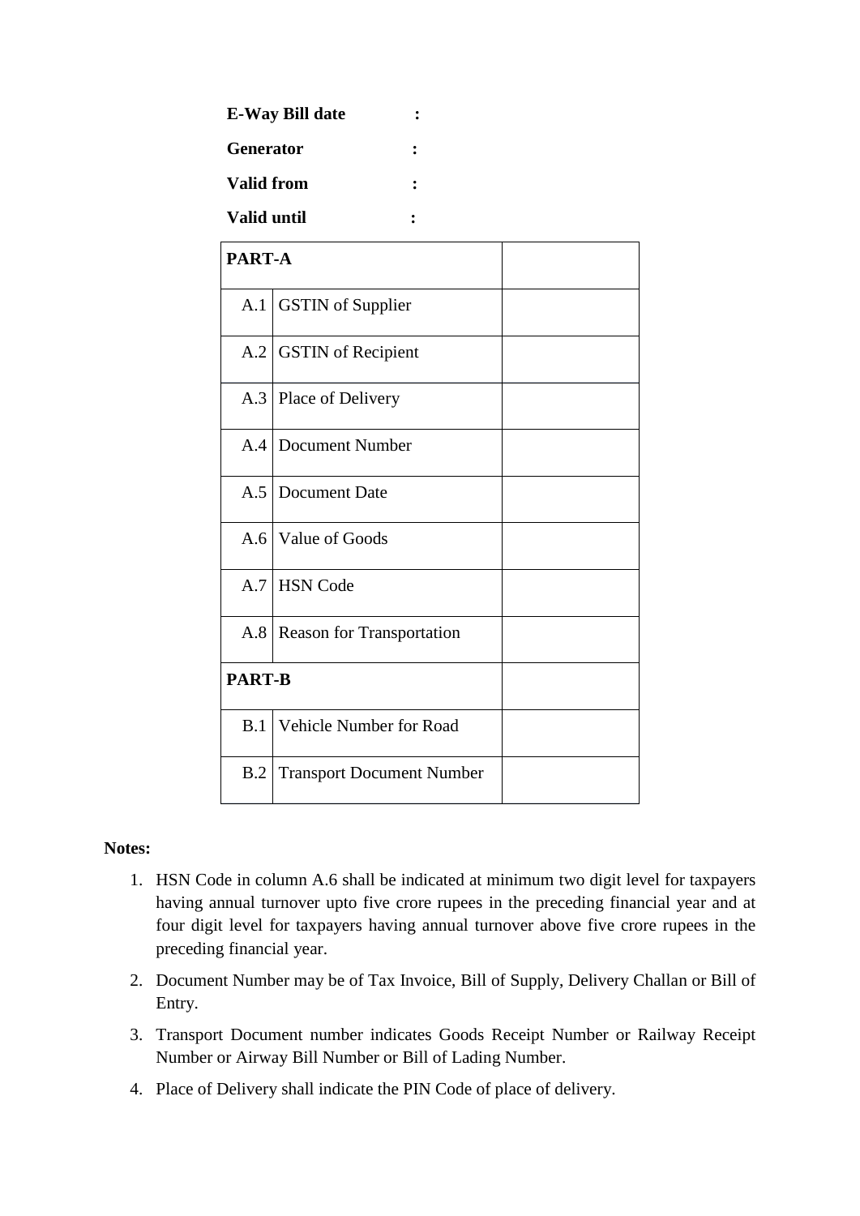**E-Way Bill date** :

**Generator** :

**Valid from** :

**Valid until** :

| **PART-A** | | |
|---|---|---|
| A.1 | GSTIN of Supplier | |
| A.2 | GSTIN of Recipient | |
| A.3 | Place of Delivery | |
| A.4 | Document Number | |
| A.5 | Document Date | |
| A.6 | Value of Goods | |
| A.7 | HSN Code | |
| A.8 | Reason for Transportation | |
| **PART-B** | | |
| B.1 | Vehicle Number for Road | |
| B.2 | Transport Document Number | |

**Notes:**

1. HSN Code in column A.6 shall be indicated at minimum two digit level for taxpayers having annual turnover upto five crore rupees in the preceding financial year and at four digit level for taxpayers having annual turnover above five crore rupees in the preceding financial year.
2. Document Number may be of Tax Invoice, Bill of Supply, Delivery Challan or Bill of Entry.
3. Transport Document number indicates Goods Receipt Number or Railway Receipt Number or Airway Bill Number or Bill of Lading Number.
4. Place of Delivery shall indicate the PIN Code of place of delivery.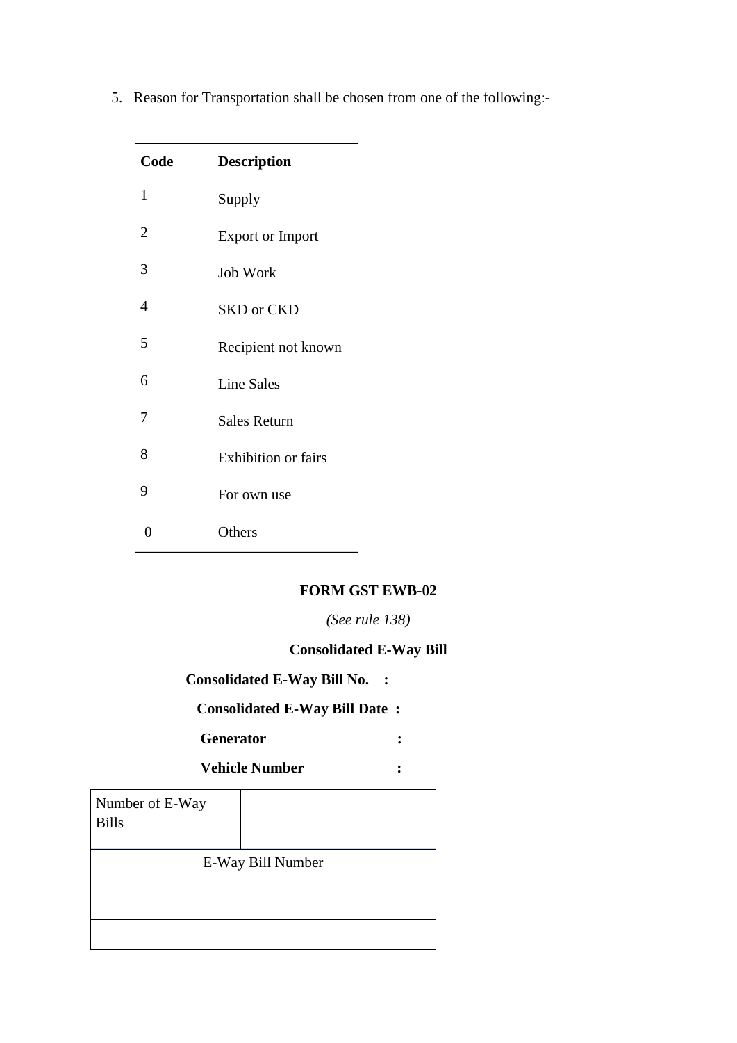5. Reason for Transportation shall be chosen from one of the following:-

| Code | Description |
|---|---|
| 1 | Supply |
| 2 | Export or Import |
| 3 | Job Work |
| 4 | SKD or CKD |
| 5 | Recipient not known |
| 6 | Line Sales |
| 7 | Sales Return |
| 8 | Exhibition or fairs |
| 9 | For own use |
| 0 | Others |

**FORM GST EWB-02**

*(See rule 138)*

**Consolidated E-Way Bill**

**Consolidated E-Way Bill No. :**

**Consolidated E-Way Bill Date :**

**Generator :**

**Vehicle Number :**

| Number of E-Way Bills | |
|---|---|
| E-Way Bill Number | |
| | |
| | |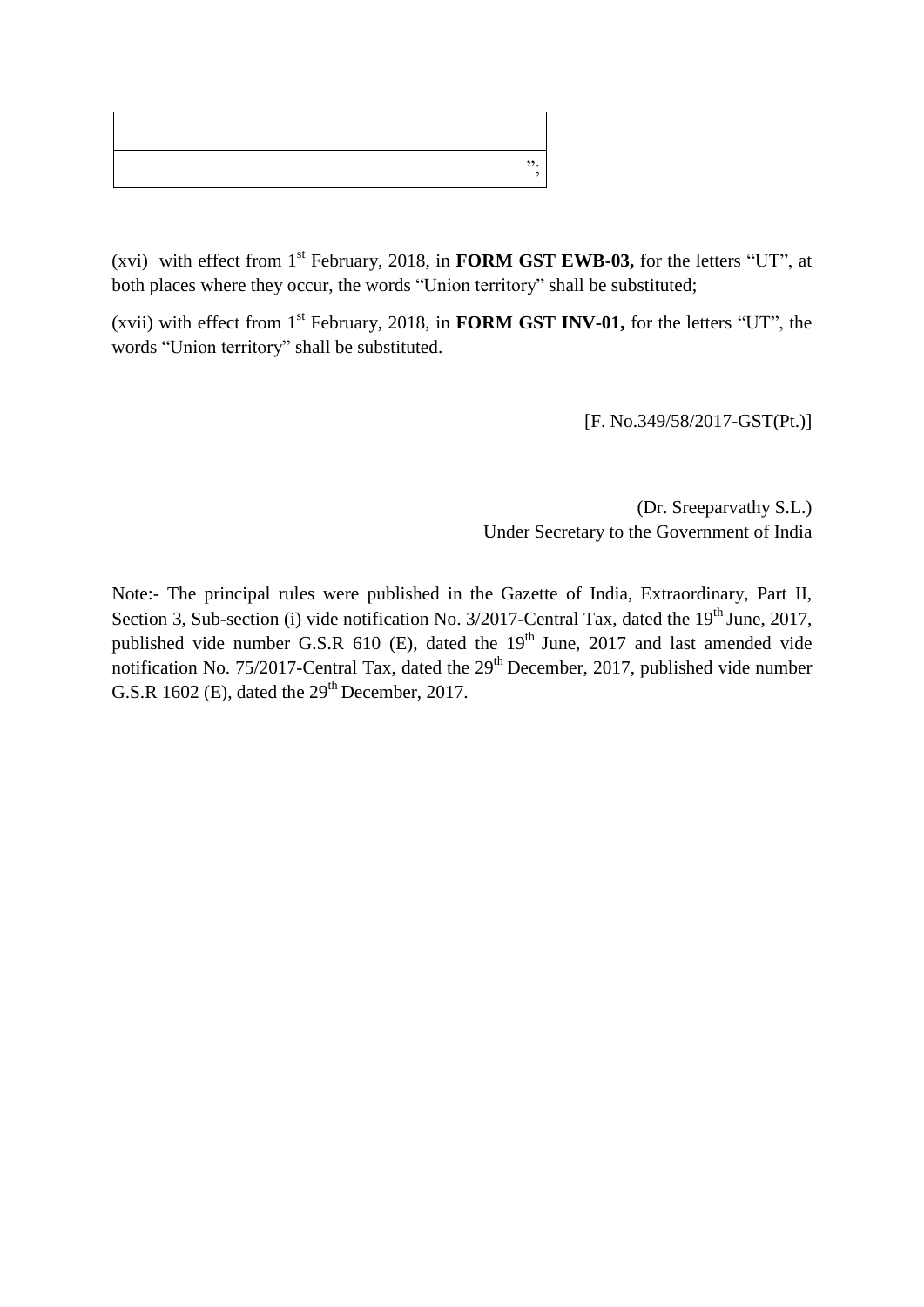| |
|---|
| ”; |

(xvi) with effect from 1st February, 2018, in **FORM GST EWB-03,** for the letters “UT”, at both places where they occur, the words “Union territory” shall be substituted;

(xvii) with effect from 1st February, 2018, in **FORM GST INV-01,** for the letters “UT”, the words “Union territory” shall be substituted.

[F. No.349/58/2017-GST(Pt.)]

(Dr. Sreeparvathy S.L.)
Under Secretary to the Government of India

Note:- The principal rules were published in the Gazette of India, Extraordinary, Part II, Section 3, Sub-section (i) vide notification No. 3/2017-Central Tax, dated the 19th June, 2017, published vide number G.S.R 610 (E), dated the 19th June, 2017 and last amended vide notification No. 75/2017-Central Tax, dated the 29th December, 2017, published vide number G.S.R 1602 (E), dated the 29th December, 2017.